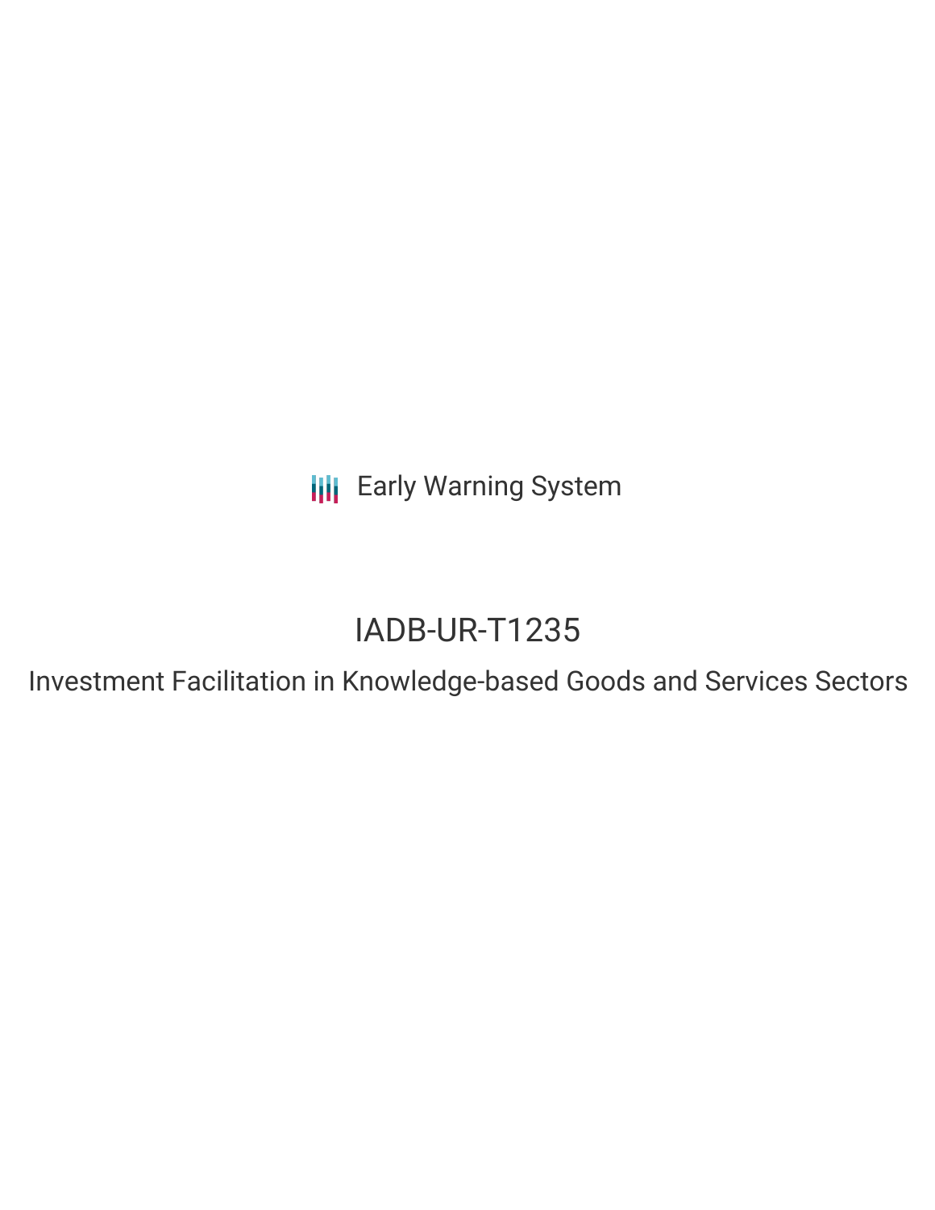Early Warning System

# IADB-UR-T1235

## Investment Facilitation in Knowledge-based Goods and Services Sectors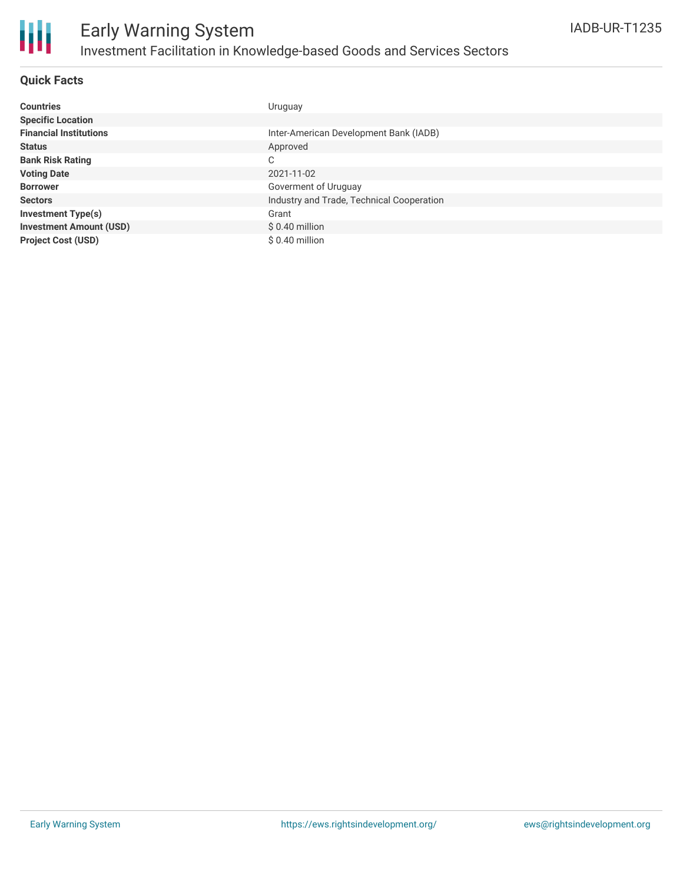# Early Warning System

## Investment Facilitation in Knowledge-based Goods and Services Sectors

IADB-UR-T1235

### Quick Facts

| | |
|---|---|
| **Countries** | Uruguay |
| **Specific Location** | |
| **Financial Institutions** | Inter-American Development Bank (IADB) |
| **Status** | Approved |
| **Bank Risk Rating** | C |
| **Voting Date** | 2021-11-02 |
| **Borrower** | Goverment of Uruguay |
| **Sectors** | Industry and Trade, Technical Cooperation |
| **Investment Type(s)** | Grant |
| **Investment Amount (USD)** | $ 0.40 million |
| **Project Cost (USD)** | $ 0.40 million |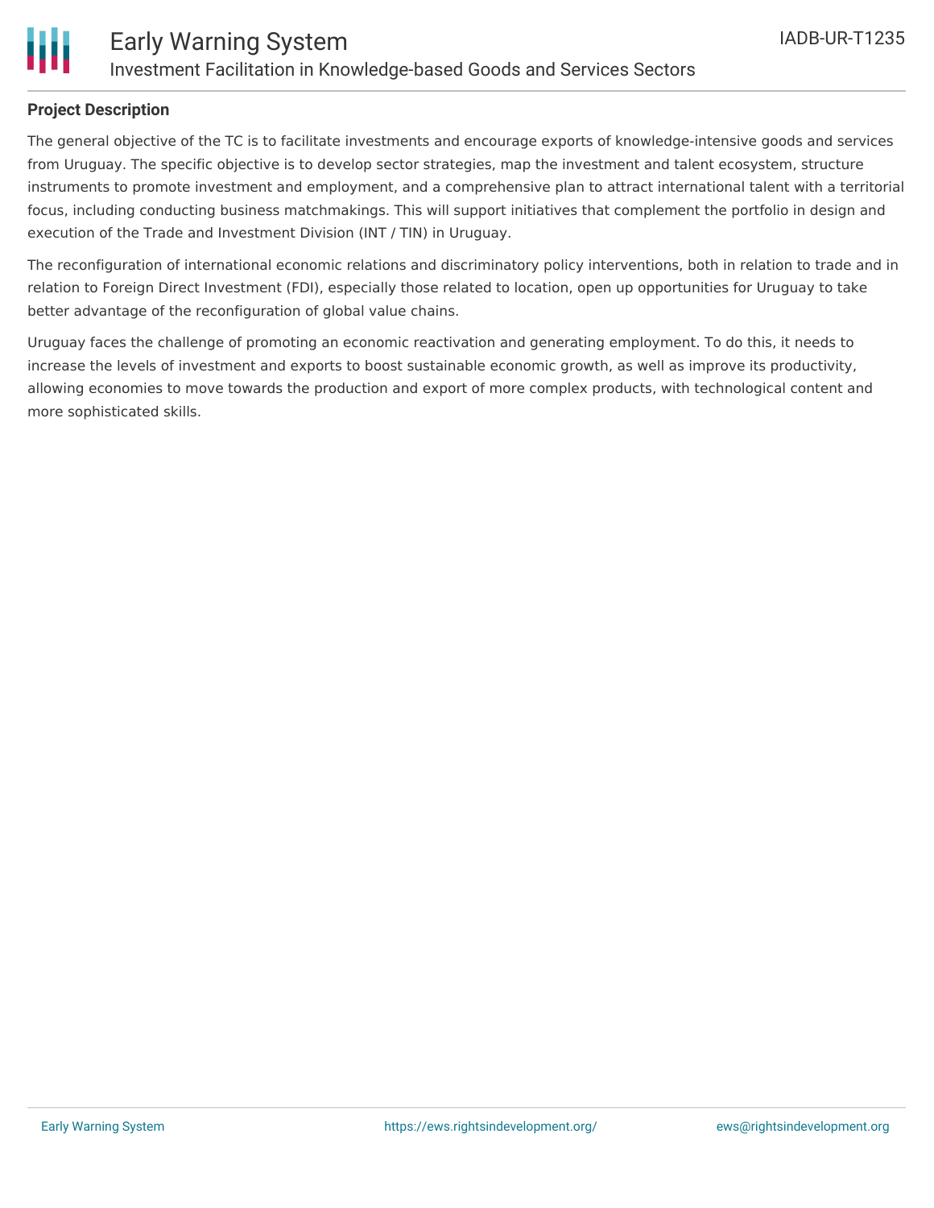## Project Description

The general objective of the TC is to facilitate investments and encourage exports of knowledge-intensive goods and services from Uruguay. The specific objective is to develop sector strategies, map the investment and talent ecosystem, structure instruments to promote investment and employment, and a comprehensive plan to attract international talent with a territorial focus, including conducting business matchmakings. This will support initiatives that complement the portfolio in design and execution of the Trade and Investment Division (INT / TIN) in Uruguay.

The reconfiguration of international economic relations and discriminatory policy interventions, both in relation to trade and in relation to Foreign Direct Investment (FDI), especially those related to location, open up opportunities for Uruguay to take better advantage of the reconfiguration of global value chains.

Uruguay faces the challenge of promoting an economic reactivation and generating employment. To do this, it needs to increase the levels of investment and exports to boost sustainable economic growth, as well as improve its productivity, allowing economies to move towards the production and export of more complex products, with technological content and more sophisticated skills.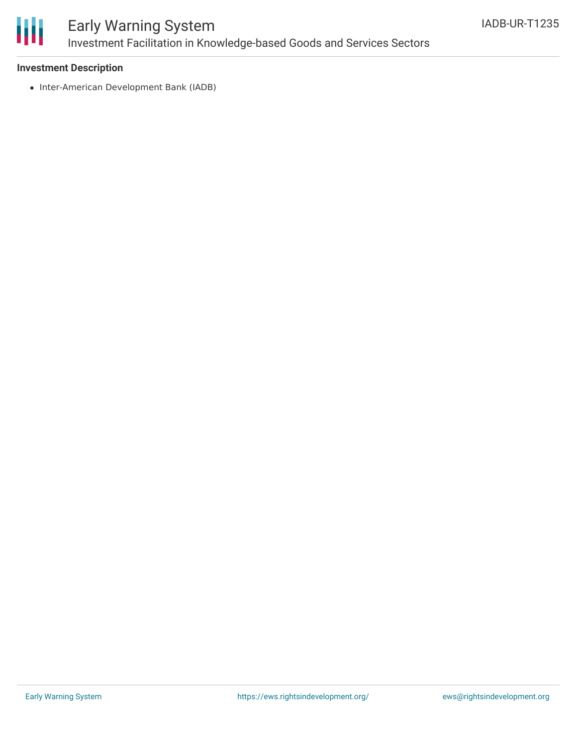**Investment Description**

- Inter-American Development Bank (IADB)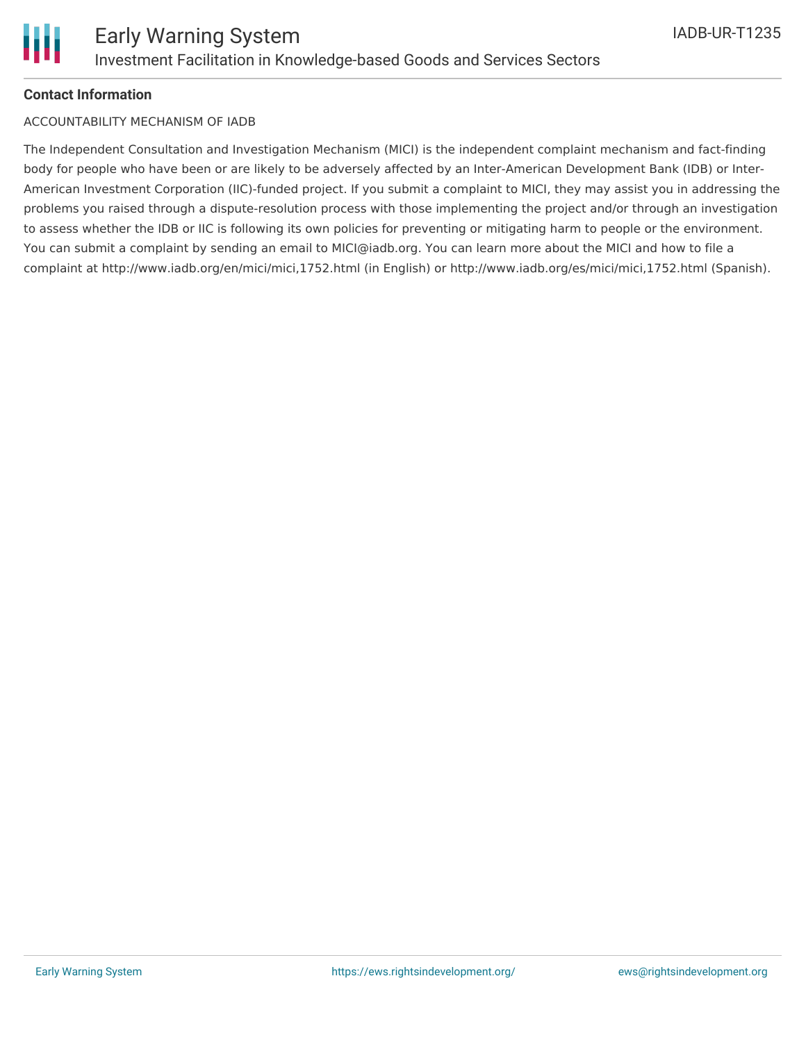**Contact Information**

ACCOUNTABILITY MECHANISM OF IADB

The Independent Consultation and Investigation Mechanism (MICI) is the independent complaint mechanism and fact-finding body for people who have been or are likely to be adversely affected by an Inter-American Development Bank (IDB) or Inter-American Investment Corporation (IIC)-funded project. If you submit a complaint to MICI, they may assist you in addressing the problems you raised through a dispute-resolution process with those implementing the project and/or through an investigation to assess whether the IDB or IIC is following its own policies for preventing or mitigating harm to people or the environment. You can submit a complaint by sending an email to MICI@iadb.org. You can learn more about the MICI and how to file a complaint at http://www.iadb.org/en/mici/mici,1752.html (in English) or http://www.iadb.org/es/mici/mici,1752.html (Spanish).